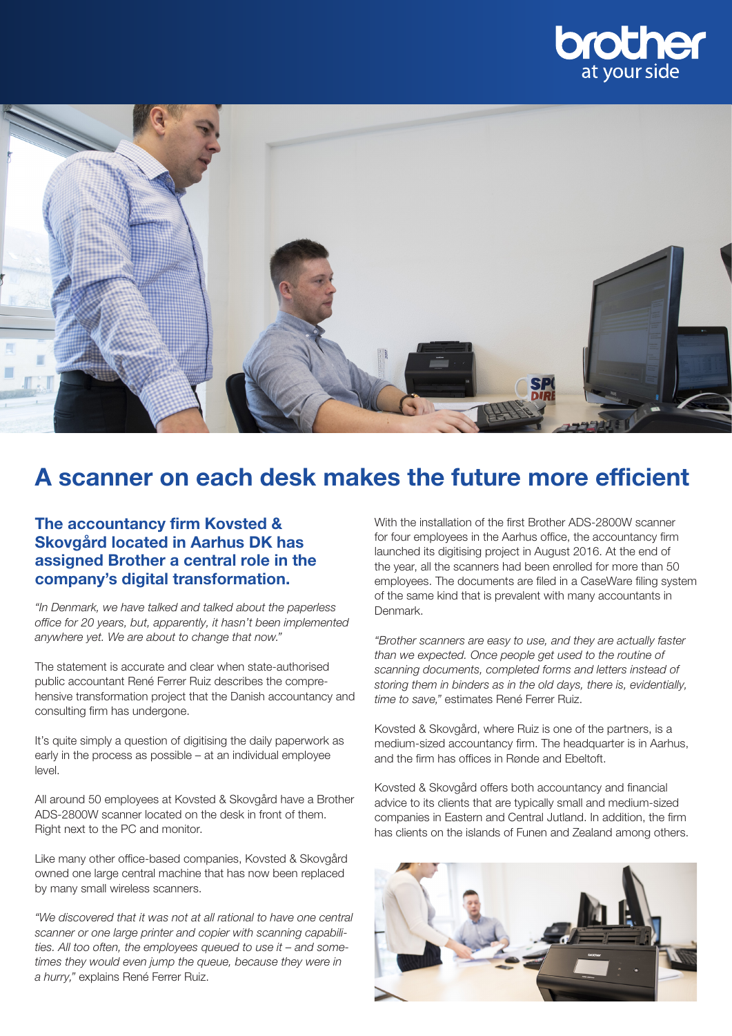brother
at your side

# A scanner on each desk makes the future more efficient

## The accountancy firm Kovsted & Skovgård located in Aarhus DK has assigned Brother a central role in the company's digital transformation.

*"In Denmark, we have talked and talked about the paperless office for 20 years, but, apparently, it hasn't been implemented anywhere yet. We are about to change that now."*

The statement is accurate and clear when state-authorised public accountant René Ferrer Ruiz describes the comprehensive transformation project that the Danish accountancy and consulting firm has undergone.

It's quite simply a question of digitising the daily paperwork as early in the process as possible – at an individual employee level.

All around 50 employees at Kovsted & Skovgård have a Brother ADS-2800W scanner located on the desk in front of them. Right next to the PC and monitor.

Like many other office-based companies, Kovsted & Skovgård owned one large central machine that has now been replaced by many small wireless scanners.

*"We discovered that it was not at all rational to have one central scanner or one large printer and copier with scanning capabilities. All too often, the employees queued to use it – and sometimes they would even jump the queue, because they were in a hurry,"* explains René Ferrer Ruiz.

With the installation of the first Brother ADS-2800W scanner for four employees in the Aarhus office, the accountancy firm launched its digitising project in August 2016. At the end of the year, all the scanners had been enrolled for more than 50 employees. The documents are filed in a CaseWare filing system of the same kind that is prevalent with many accountants in Denmark.

*"Brother scanners are easy to use, and they are actually faster than we expected. Once people get used to the routine of scanning documents, completed forms and letters instead of storing them in binders as in the old days, there is, evidentially, time to save,"* estimates René Ferrer Ruiz.

Kovsted & Skovgård, where Ruiz is one of the partners, is a medium-sized accountancy firm. The headquarter is in Aarhus, and the firm has offices in Rønde and Ebeltoft.

Kovsted & Skovgård offers both accountancy and financial advice to its clients that are typically small and medium-sized companies in Eastern and Central Jutland. In addition, the firm has clients on the islands of Funen and Zealand among others.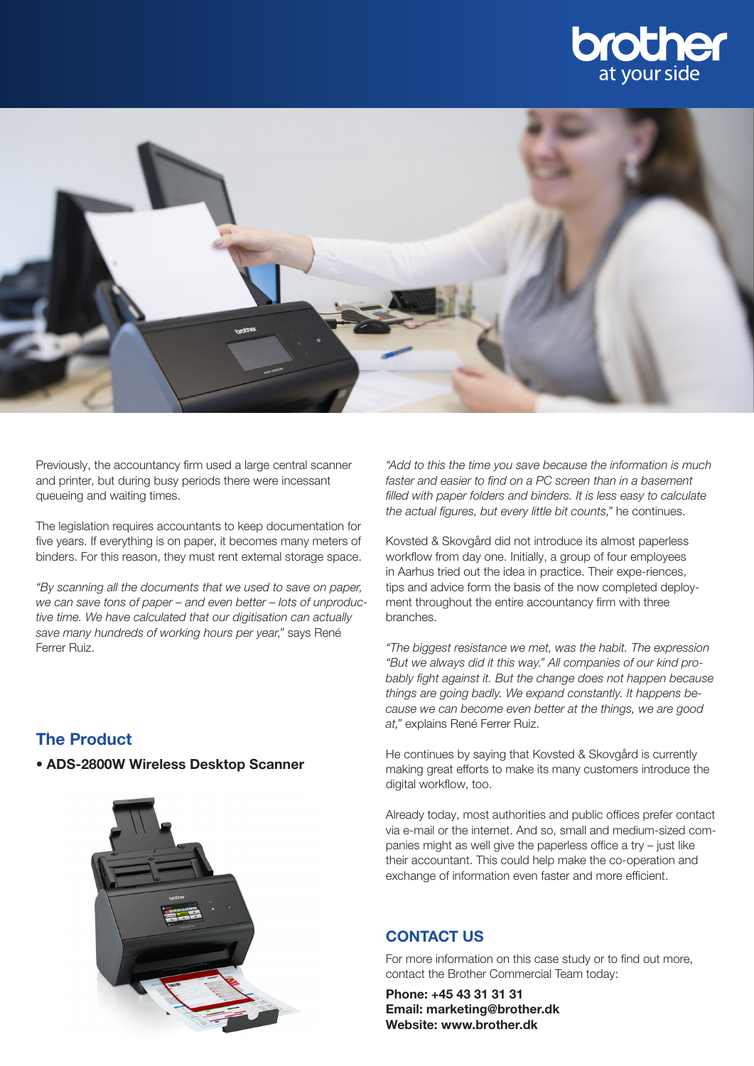Previously, the accountancy firm used a large central scanner and printer, but during busy periods there were incessant queueing and waiting times.

The legislation requires accountants to keep documentation for five years. If everything is on paper, it becomes many meters of binders. For this reason, they must rent external storage space.

*"By scanning all the documents that we used to save on paper, we can save tons of paper – and even better – lots of unproductive time. We have calculated that our digitisation can actually save many hundreds of working hours per year,"* says René Ferrer Ruiz.

## The Product

- **ADS-2800W Wireless Desktop Scanner**

*"Add to this the time you save because the information is much faster and easier to find on a PC screen than in a basement filled with paper folders and binders. It is less easy to calculate the actual figures, but every little bit counts,"* he continues.

Kovsted & Skovgård did not introduce its almost paperless workflow from day one. Initially, a group of four employees in Aarhus tried out the idea in practice. Their expe-riences, tips and advice form the basis of the now completed deployment throughout the entire accountancy firm with three branches.

*"The biggest resistance we met, was the habit. The expression "But we always did it this way." All companies of our kind probably fight against it. But the change does not happen because things are going badly. We expand constantly. It happens because we can become even better at the things, we are good at,"* explains René Ferrer Ruiz.

He continues by saying that Kovsted & Skovgård is currently making great efforts to make its many customers introduce the digital workflow, too.

Already today, most authorities and public offices prefer contact via e-mail or the internet. And so, small and medium-sized companies might as well give the paperless office a try – just like their accountant. This could help make the co-operation and exchange of information even faster and more efficient.

## CONTACT US

For more information on this case study or to find out more, contact the Brother Commercial Team today:

**Phone: +45 43 31 31 31**
**Email: marketing@brother.dk**
**Website: www.brother.dk**